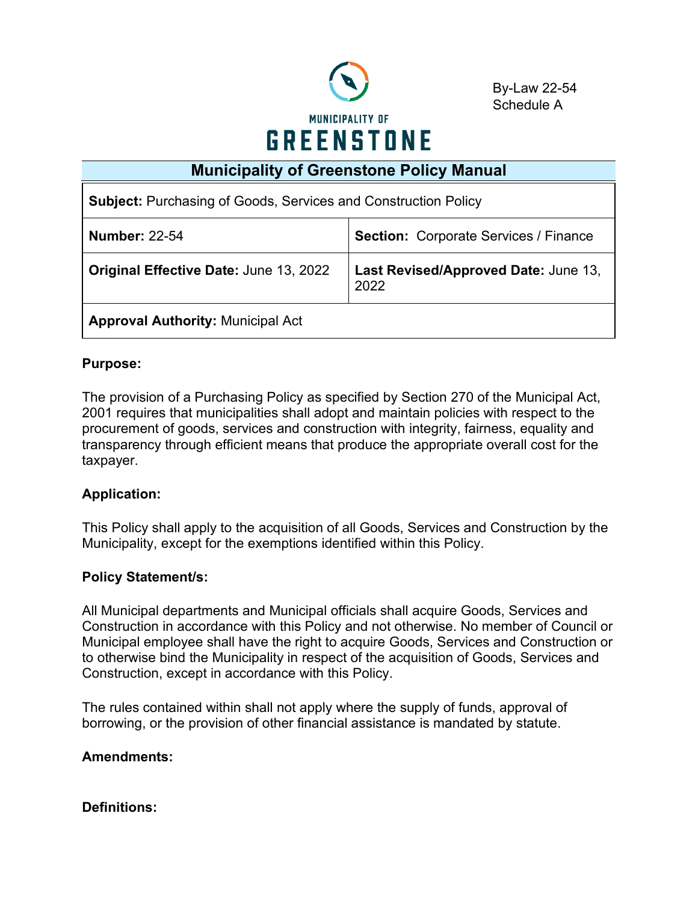MUNICIPALITY OF

# GREENSTONE

By-Law 22-54
Schedule A

## Municipality of Greenstone Policy Manual

| **Subject:** Purchasing of Goods, Services and Construction Policy | |
|---|---|
| **Number:** 22-54 | **Section:** Corporate Services / Finance |
| **Original Effective Date:** June 13, 2022 | **Last Revised/Approved Date:** June 13, 2022 |
| **Approval Authority:** Municipal Act | |

**Purpose:**

The provision of a Purchasing Policy as specified by Section 270 of the Municipal Act, 2001 requires that municipalities shall adopt and maintain policies with respect to the procurement of goods, services and construction with integrity, fairness, equality and transparency through efficient means that produce the appropriate overall cost for the taxpayer.

**Application:**

This Policy shall apply to the acquisition of all Goods, Services and Construction by the Municipality, except for the exemptions identified within this Policy.

**Policy Statement/s:**

All Municipal departments and Municipal officials shall acquire Goods, Services and Construction in accordance with this Policy and not otherwise. No member of Council or Municipal employee shall have the right to acquire Goods, Services and Construction or to otherwise bind the Municipality in respect of the acquisition of Goods, Services and Construction, except in accordance with this Policy.

The rules contained within shall not apply where the supply of funds, approval of borrowing, or the provision of other financial assistance is mandated by statute.

**Amendments:**

**Definitions:**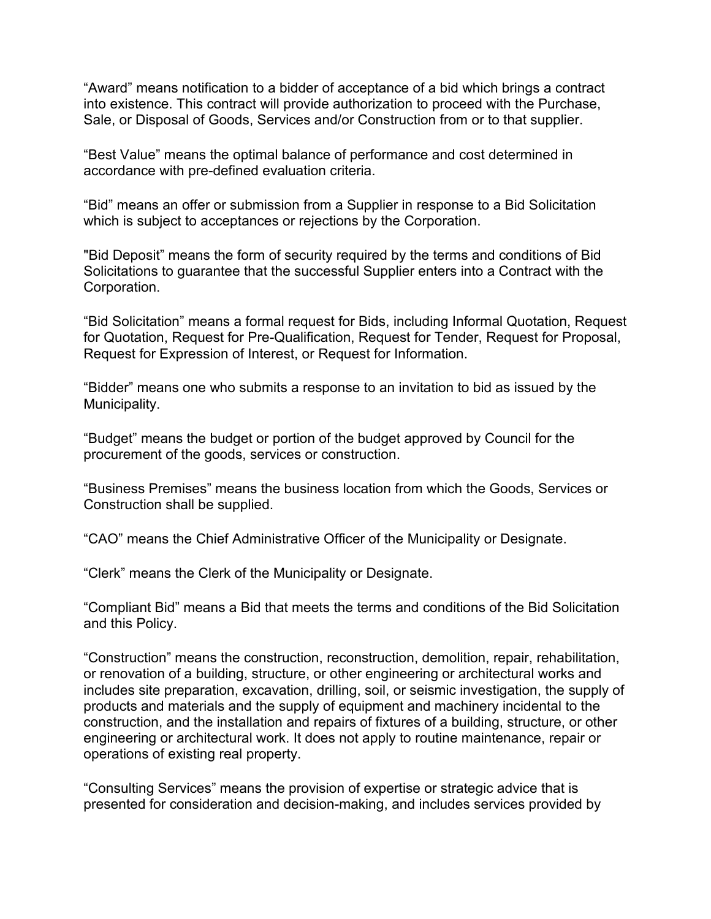“Award” means notification to a bidder of acceptance of a bid which brings a contract into existence. This contract will provide authorization to proceed with the Purchase, Sale, or Disposal of Goods, Services and/or Construction from or to that supplier.

“Best Value” means the optimal balance of performance and cost determined in accordance with pre-defined evaluation criteria.

“Bid” means an offer or submission from a Supplier in response to a Bid Solicitation which is subject to acceptances or rejections by the Corporation.

"Bid Deposit” means the form of security required by the terms and conditions of Bid Solicitations to guarantee that the successful Supplier enters into a Contract with the Corporation.

“Bid Solicitation” means a formal request for Bids, including Informal Quotation, Request for Quotation, Request for Pre-Qualification, Request for Tender, Request for Proposal, Request for Expression of Interest, or Request for Information.

“Bidder” means one who submits a response to an invitation to bid as issued by the Municipality.

“Budget” means the budget or portion of the budget approved by Council for the procurement of the goods, services or construction.

“Business Premises” means the business location from which the Goods, Services or Construction shall be supplied.

“CAO” means the Chief Administrative Officer of the Municipality or Designate.

“Clerk” means the Clerk of the Municipality or Designate.

“Compliant Bid” means a Bid that meets the terms and conditions of the Bid Solicitation and this Policy.

“Construction” means the construction, reconstruction, demolition, repair, rehabilitation, or renovation of a building, structure, or other engineering or architectural works and includes site preparation, excavation, drilling, soil, or seismic investigation, the supply of products and materials and the supply of equipment and machinery incidental to the construction, and the installation and repairs of fixtures of a building, structure, or other engineering or architectural work. It does not apply to routine maintenance, repair or operations of existing real property.

“Consulting Services” means the provision of expertise or strategic advice that is presented for consideration and decision-making, and includes services provided by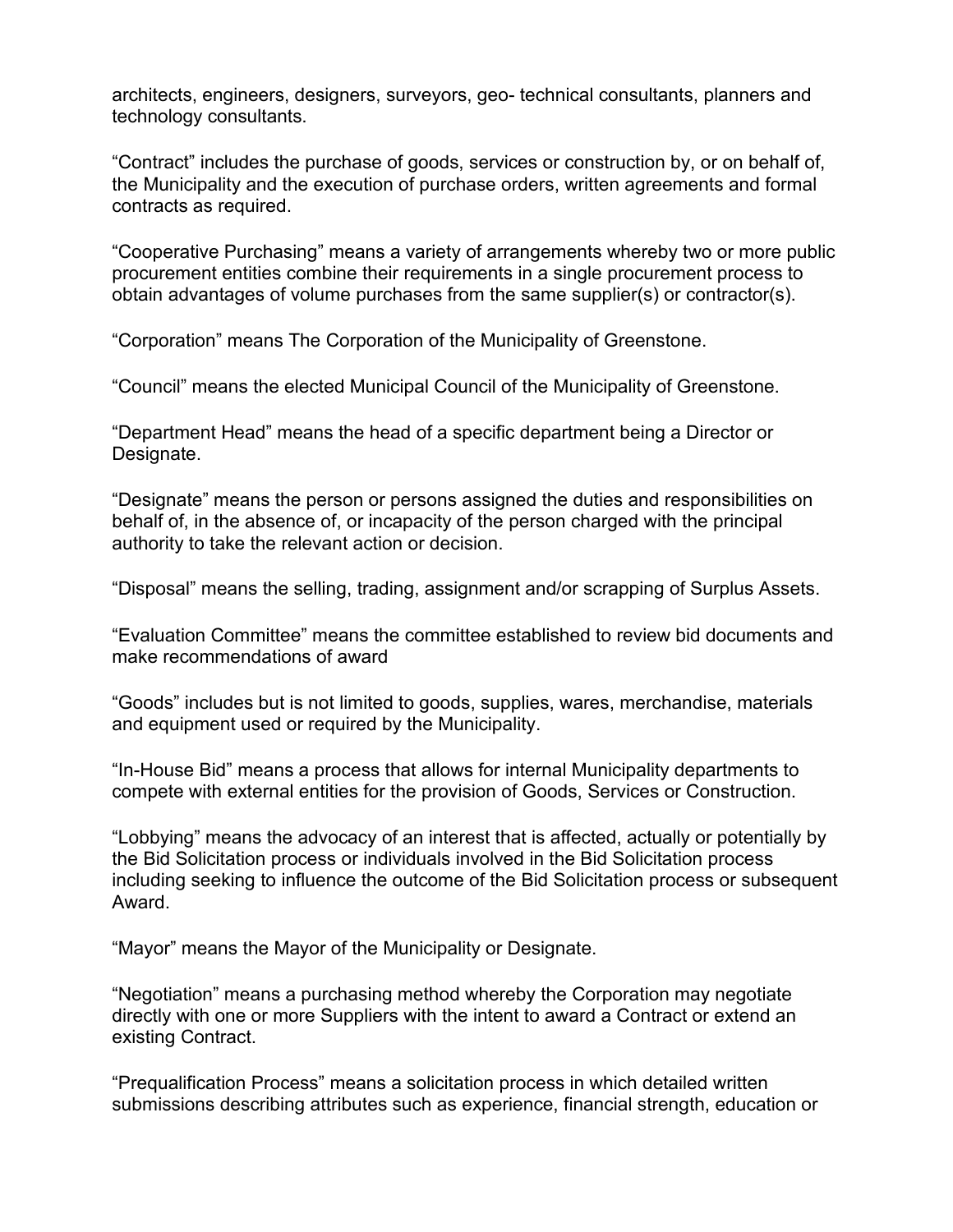architects, engineers, designers, surveyors, geo- technical consultants, planners and technology consultants.

“Contract” includes the purchase of goods, services or construction by, or on behalf of, the Municipality and the execution of purchase orders, written agreements and formal contracts as required.

“Cooperative Purchasing” means a variety of arrangements whereby two or more public procurement entities combine their requirements in a single procurement process to obtain advantages of volume purchases from the same supplier(s) or contractor(s).

“Corporation” means The Corporation of the Municipality of Greenstone.

“Council” means the elected Municipal Council of the Municipality of Greenstone.

“Department Head” means the head of a specific department being a Director or Designate.

“Designate” means the person or persons assigned the duties and responsibilities on behalf of, in the absence of, or incapacity of the person charged with the principal authority to take the relevant action or decision.

“Disposal” means the selling, trading, assignment and/or scrapping of Surplus Assets.

“Evaluation Committee” means the committee established to review bid documents and make recommendations of award

“Goods” includes but is not limited to goods, supplies, wares, merchandise, materials and equipment used or required by the Municipality.

“In-House Bid” means a process that allows for internal Municipality departments to compete with external entities for the provision of Goods, Services or Construction.

“Lobbying” means the advocacy of an interest that is affected, actually or potentially by the Bid Solicitation process or individuals involved in the Bid Solicitation process including seeking to influence the outcome of the Bid Solicitation process or subsequent Award.

“Mayor” means the Mayor of the Municipality or Designate.

“Negotiation” means a purchasing method whereby the Corporation may negotiate directly with one or more Suppliers with the intent to award a Contract or extend an existing Contract.

“Prequalification Process” means a solicitation process in which detailed written submissions describing attributes such as experience, financial strength, education or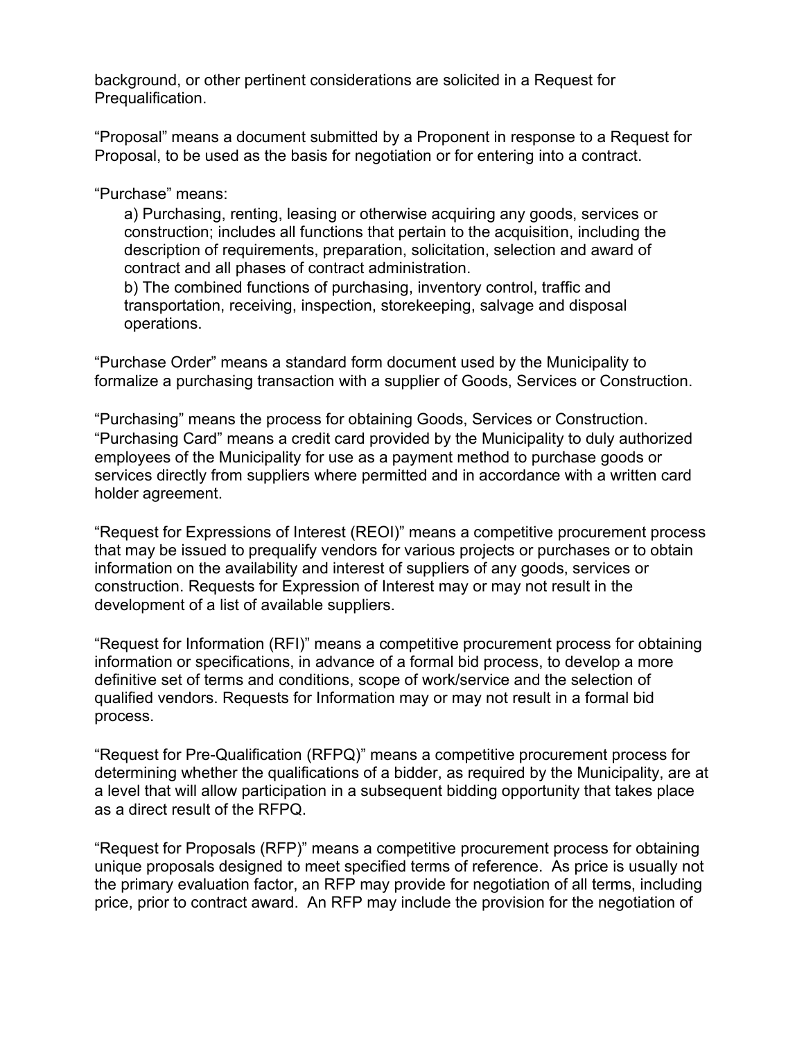background, or other pertinent considerations are solicited in a Request for Prequalification.

“Proposal” means a document submitted by a Proponent in response to a Request for Proposal, to be used as the basis for negotiation or for entering into a contract.

“Purchase” means:

a) Purchasing, renting, leasing or otherwise acquiring any goods, services or construction; includes all functions that pertain to the acquisition, including the description of requirements, preparation, solicitation, selection and award of contract and all phases of contract administration.

b) The combined functions of purchasing, inventory control, traffic and transportation, receiving, inspection, storekeeping, salvage and disposal operations.

“Purchase Order” means a standard form document used by the Municipality to formalize a purchasing transaction with a supplier of Goods, Services or Construction.

“Purchasing” means the process for obtaining Goods, Services or Construction.
“Purchasing Card” means a credit card provided by the Municipality to duly authorized employees of the Municipality for use as a payment method to purchase goods or services directly from suppliers where permitted and in accordance with a written card holder agreement.

“Request for Expressions of Interest (REOI)” means a competitive procurement process that may be issued to prequalify vendors for various projects or purchases or to obtain information on the availability and interest of suppliers of any goods, services or construction. Requests for Expression of Interest may or may not result in the development of a list of available suppliers.

“Request for Information (RFI)” means a competitive procurement process for obtaining information or specifications, in advance of a formal bid process, to develop a more definitive set of terms and conditions, scope of work/service and the selection of qualified vendors. Requests for Information may or may not result in a formal bid process.

“Request for Pre-Qualification (RFPQ)” means a competitive procurement process for determining whether the qualifications of a bidder, as required by the Municipality, are at a level that will allow participation in a subsequent bidding opportunity that takes place as a direct result of the RFPQ.

“Request for Proposals (RFP)” means a competitive procurement process for obtaining unique proposals designed to meet specified terms of reference. As price is usually not the primary evaluation factor, an RFP may provide for negotiation of all terms, including price, prior to contract award. An RFP may include the provision for the negotiation of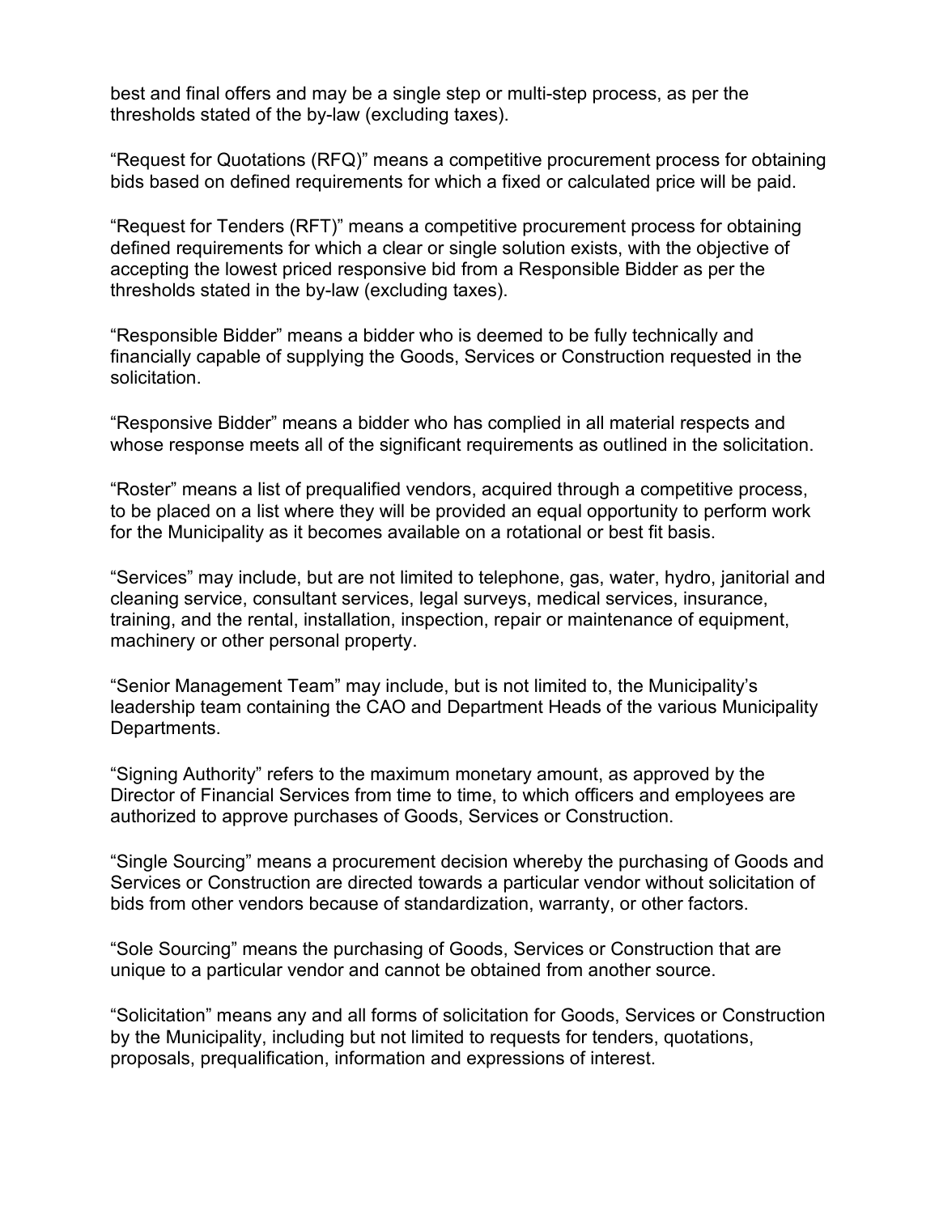best and final offers and may be a single step or multi-step process, as per the thresholds stated of the by-law (excluding taxes).

"Request for Quotations (RFQ)" means a competitive procurement process for obtaining bids based on defined requirements for which a fixed or calculated price will be paid.

"Request for Tenders (RFT)" means a competitive procurement process for obtaining defined requirements for which a clear or single solution exists, with the objective of accepting the lowest priced responsive bid from a Responsible Bidder as per the thresholds stated in the by-law (excluding taxes).

"Responsible Bidder" means a bidder who is deemed to be fully technically and financially capable of supplying the Goods, Services or Construction requested in the solicitation.

"Responsive Bidder" means a bidder who has complied in all material respects and whose response meets all of the significant requirements as outlined in the solicitation.

"Roster" means a list of prequalified vendors, acquired through a competitive process, to be placed on a list where they will be provided an equal opportunity to perform work for the Municipality as it becomes available on a rotational or best fit basis.

"Services" may include, but are not limited to telephone, gas, water, hydro, janitorial and cleaning service, consultant services, legal surveys, medical services, insurance, training, and the rental, installation, inspection, repair or maintenance of equipment, machinery or other personal property.

"Senior Management Team" may include, but is not limited to, the Municipality's leadership team containing the CAO and Department Heads of the various Municipality Departments.

"Signing Authority" refers to the maximum monetary amount, as approved by the Director of Financial Services from time to time, to which officers and employees are authorized to approve purchases of Goods, Services or Construction.

"Single Sourcing" means a procurement decision whereby the purchasing of Goods and Services or Construction are directed towards a particular vendor without solicitation of bids from other vendors because of standardization, warranty, or other factors.

"Sole Sourcing" means the purchasing of Goods, Services or Construction that are unique to a particular vendor and cannot be obtained from another source.

"Solicitation" means any and all forms of solicitation for Goods, Services or Construction by the Municipality, including but not limited to requests for tenders, quotations, proposals, prequalification, information and expressions of interest.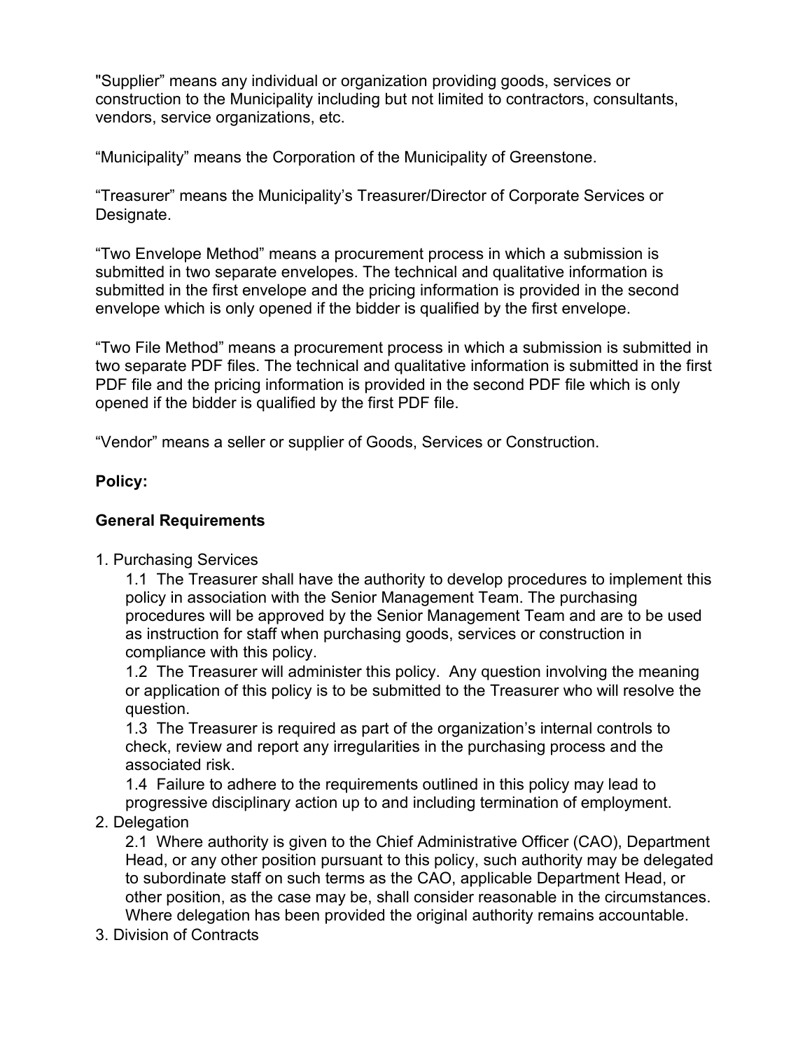"Supplier" means any individual or organization providing goods, services or construction to the Municipality including but not limited to contractors, consultants, vendors, service organizations, etc.

"Municipality" means the Corporation of the Municipality of Greenstone.

"Treasurer" means the Municipality's Treasurer/Director of Corporate Services or Designate.

"Two Envelope Method" means a procurement process in which a submission is submitted in two separate envelopes. The technical and qualitative information is submitted in the first envelope and the pricing information is provided in the second envelope which is only opened if the bidder is qualified by the first envelope.

"Two File Method" means a procurement process in which a submission is submitted in two separate PDF files. The technical and qualitative information is submitted in the first PDF file and the pricing information is provided in the second PDF file which is only opened if the bidder is qualified by the first PDF file.

"Vendor" means a seller or supplier of Goods, Services or Construction.

**Policy:**

**General Requirements**

1. Purchasing Services
   - 1.1 The Treasurer shall have the authority to develop procedures to implement this policy in association with the Senior Management Team. The purchasing procedures will be approved by the Senior Management Team and are to be used as instruction for staff when purchasing goods, services or construction in compliance with this policy.
   - 1.2 The Treasurer will administer this policy. Any question involving the meaning or application of this policy is to be submitted to the Treasurer who will resolve the question.
   - 1.3 The Treasurer is required as part of the organization's internal controls to check, review and report any irregularities in the purchasing process and the associated risk.
   - 1.4 Failure to adhere to the requirements outlined in this policy may lead to progressive disciplinary action up to and including termination of employment.
2. Delegation
   - 2.1 Where authority is given to the Chief Administrative Officer (CAO), Department Head, or any other position pursuant to this policy, such authority may be delegated to subordinate staff on such terms as the CAO, applicable Department Head, or other position, as the case may be, shall consider reasonable in the circumstances. Where delegation has been provided the original authority remains accountable.
3. Division of Contracts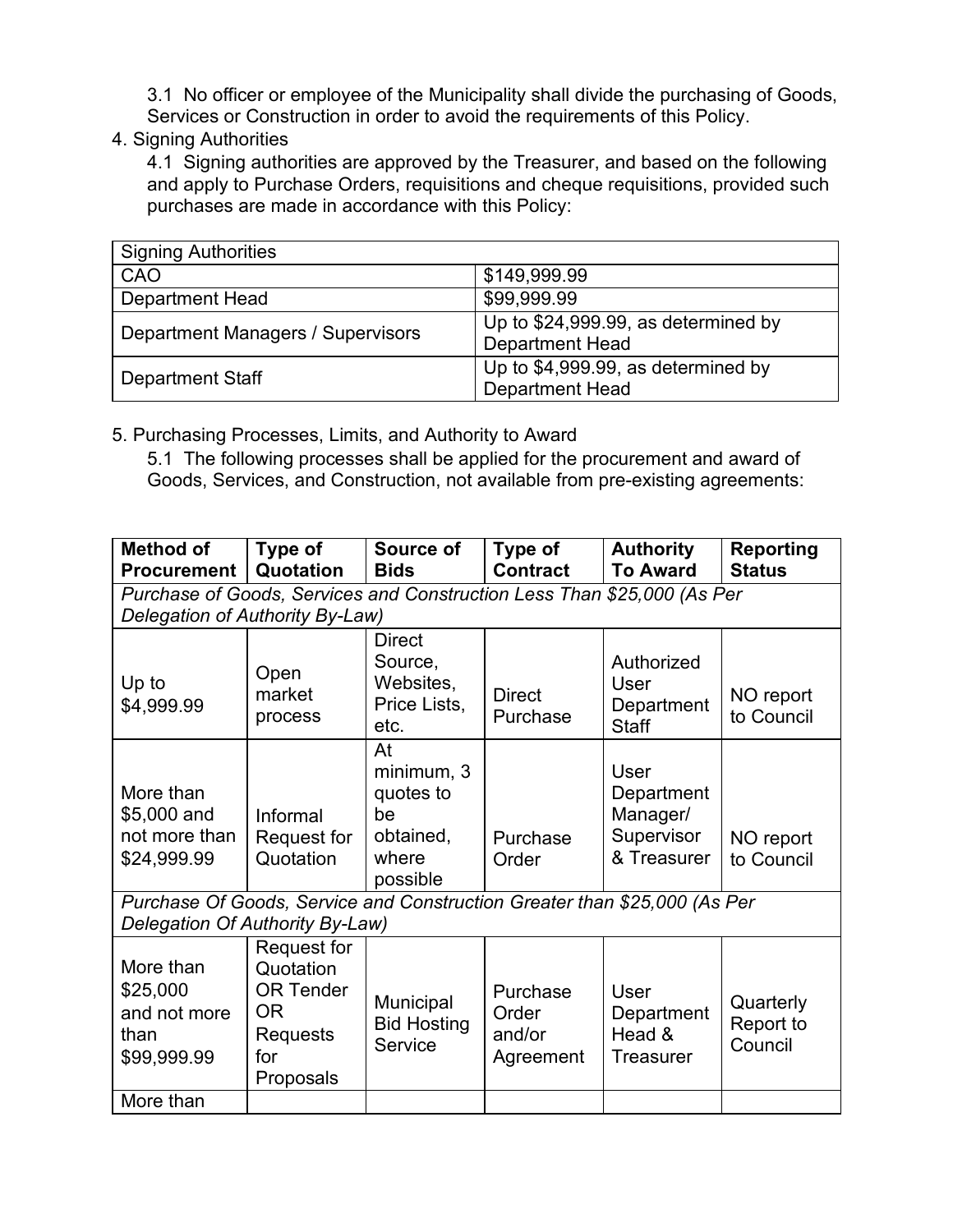3.1 No officer or employee of the Municipality shall divide the purchasing of Goods, Services or Construction in order to avoid the requirements of this Policy.

4. Signing Authorities

4.1 Signing authorities are approved by the Treasurer, and based on the following and apply to Purchase Orders, requisitions and cheque requisitions, provided such purchases are made in accordance with this Policy:

| Signing Authorities | |
|---|---|
| CAO | $149,999.99 |
| Department Head | $99,999.99 |
| Department Managers / Supervisors | Up to $24,999.99, as determined by Department Head |
| Department Staff | Up to $4,999.99, as determined by Department Head |

5. Purchasing Processes, Limits, and Authority to Award

5.1 The following processes shall be applied for the procurement and award of Goods, Services, and Construction, not available from pre-existing agreements:

| Method of Procurement | Type of Quotation | Source of Bids | Type of Contract | Authority To Award | Reporting Status |
|---|---|---|---|---|---|
| *Purchase of Goods, Services and Construction Less Than $25,000 (As Per Delegation of Authority By-Law)* | | | | | |
| Up to $4,999.99 | Open market process | Direct Source, Websites, Price Lists, etc. | Direct Purchase | Authorized User Department Staff | NO report to Council |
| More than $5,000 and not more than $24,999.99 | Informal Request for Quotation | At minimum, 3 quotes to be obtained, where possible | Purchase Order | User Department Manager/ Supervisor & Treasurer | NO report to Council |
| *Purchase Of Goods, Service and Construction Greater than $25,000 (As Per Delegation Of Authority By-Law)* | | | | | |
| More than $25,000 and not more than $99,999.99 | Request for Quotation OR Tender OR Requests for Proposals | Municipal Bid Hosting Service | Purchase Order and/or Agreement | User Department Head & Treasurer | Quarterly Report to Council |
| More than | | | | | |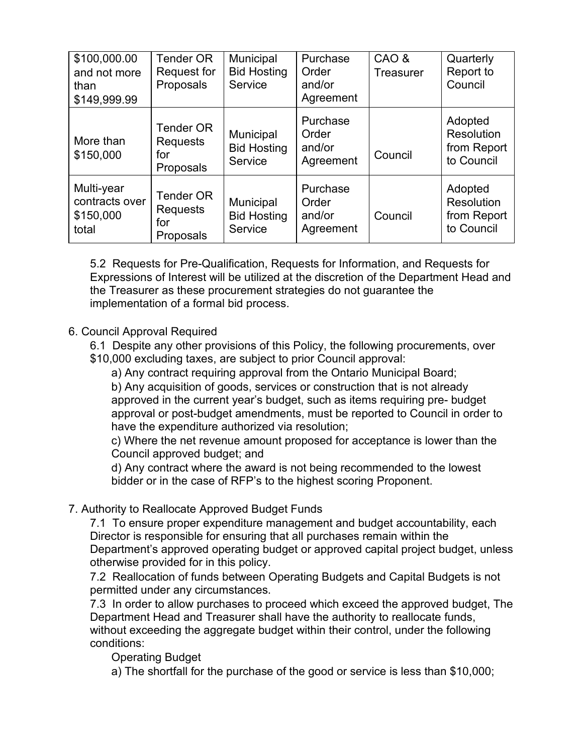| | | | | | |
|---|---|---|---|---|---|
| $100,000.00 and not more than $149,999.99 | Tender OR Request for Proposals | Municipal Bid Hosting Service | Purchase Order and/or Agreement | CAO & Treasurer | Quarterly Report to Council |
| More than $150,000 | Tender OR Requests for Proposals | Municipal Bid Hosting Service | Purchase Order and/or Agreement | Council | Adopted Resolution from Report to Council |
| Multi-year contracts over $150,000 total | Tender OR Requests for Proposals | Municipal Bid Hosting Service | Purchase Order and/or Agreement | Council | Adopted Resolution from Report to Council |

5.2 Requests for Pre-Qualification, Requests for Information, and Requests for Expressions of Interest will be utilized at the discretion of the Department Head and the Treasurer as these procurement strategies do not guarantee the implementation of a formal bid process.

6. Council Approval Required

6.1 Despite any other provisions of this Policy, the following procurements, over $10,000 excluding taxes, are subject to prior Council approval:

a) Any contract requiring approval from the Ontario Municipal Board;

b) Any acquisition of goods, services or construction that is not already approved in the current year's budget, such as items requiring pre- budget approval or post-budget amendments, must be reported to Council in order to have the expenditure authorized via resolution;

c) Where the net revenue amount proposed for acceptance is lower than the Council approved budget; and

d) Any contract where the award is not being recommended to the lowest bidder or in the case of RFP's to the highest scoring Proponent.

7. Authority to Reallocate Approved Budget Funds

7.1 To ensure proper expenditure management and budget accountability, each Director is responsible for ensuring that all purchases remain within the Department's approved operating budget or approved capital project budget, unless otherwise provided for in this policy.

7.2 Reallocation of funds between Operating Budgets and Capital Budgets is not permitted under any circumstances.

7.3 In order to allow purchases to proceed which exceed the approved budget, The Department Head and Treasurer shall have the authority to reallocate funds, without exceeding the aggregate budget within their control, under the following conditions:

Operating Budget

a) The shortfall for the purchase of the good or service is less than $10,000;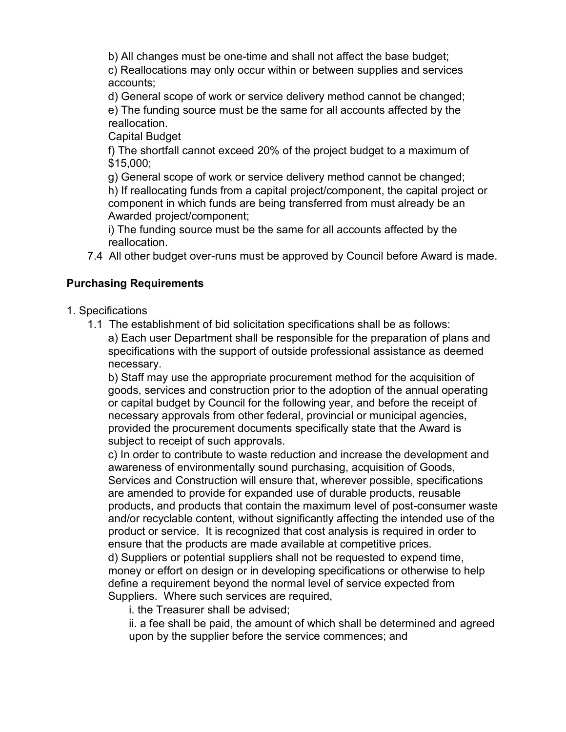b) All changes must be one-time and shall not affect the base budget;

c) Reallocations may only occur within or between supplies and services accounts;

d) General scope of work or service delivery method cannot be changed;

e) The funding source must be the same for all accounts affected by the reallocation.

Capital Budget

f) The shortfall cannot exceed 20% of the project budget to a maximum of $15,000;

g) General scope of work or service delivery method cannot be changed;

h) If reallocating funds from a capital project/component, the capital project or component in which funds are being transferred from must already be an Awarded project/component;

i) The funding source must be the same for all accounts affected by the reallocation.

7.4 All other budget over-runs must be approved by Council before Award is made.

**Purchasing Requirements**

1. Specifications

1.1 The establishment of bid solicitation specifications shall be as follows:

a) Each user Department shall be responsible for the preparation of plans and specifications with the support of outside professional assistance as deemed necessary.

b) Staff may use the appropriate procurement method for the acquisition of goods, services and construction prior to the adoption of the annual operating or capital budget by Council for the following year, and before the receipt of necessary approvals from other federal, provincial or municipal agencies, provided the procurement documents specifically state that the Award is subject to receipt of such approvals.

c) In order to contribute to waste reduction and increase the development and awareness of environmentally sound purchasing, acquisition of Goods, Services and Construction will ensure that, wherever possible, specifications are amended to provide for expanded use of durable products, reusable products, and products that contain the maximum level of post-consumer waste and/or recyclable content, without significantly affecting the intended use of the product or service. It is recognized that cost analysis is required in order to ensure that the products are made available at competitive prices.

d) Suppliers or potential suppliers shall not be requested to expend time, money or effort on design or in developing specifications or otherwise to help define a requirement beyond the normal level of service expected from Suppliers. Where such services are required,

i. the Treasurer shall be advised;

ii. a fee shall be paid, the amount of which shall be determined and agreed upon by the supplier before the service commences; and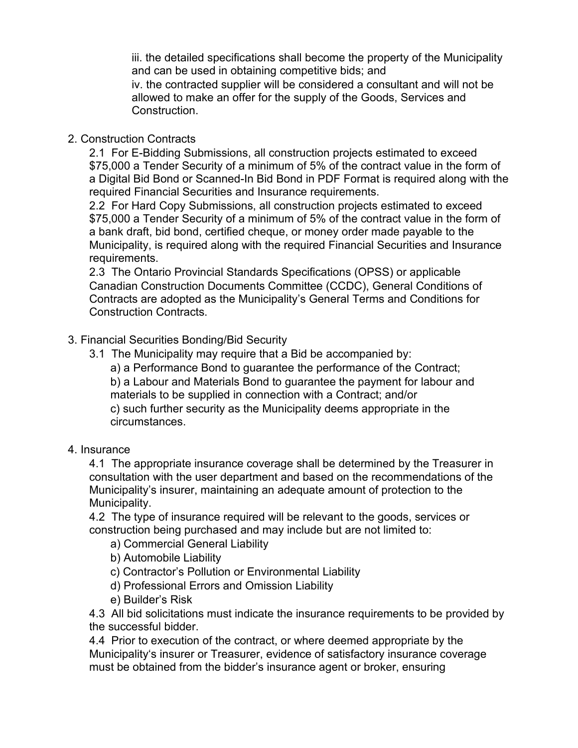iii. the detailed specifications shall become the property of the Municipality and can be used in obtaining competitive bids; and

iv. the contracted supplier will be considered a consultant and will not be allowed to make an offer for the supply of the Goods, Services and Construction.

2. Construction Contracts

   2.1 For E-Bidding Submissions, all construction projects estimated to exceed $75,000 a Tender Security of a minimum of 5% of the contract value in the form of a Digital Bid Bond or Scanned-In Bid Bond in PDF Format is required along with the required Financial Securities and Insurance requirements.

   2.2 For Hard Copy Submissions, all construction projects estimated to exceed $75,000 a Tender Security of a minimum of 5% of the contract value in the form of a bank draft, bid bond, certified cheque, or money order made payable to the Municipality, is required along with the required Financial Securities and Insurance requirements.

   2.3 The Ontario Provincial Standards Specifications (OPSS) or applicable Canadian Construction Documents Committee (CCDC), General Conditions of Contracts are adopted as the Municipality's General Terms and Conditions for Construction Contracts.

3. Financial Securities Bonding/Bid Security

   3.1 The Municipality may require that a Bid be accompanied by:

      a) a Performance Bond to guarantee the performance of the Contract;

      b) a Labour and Materials Bond to guarantee the payment for labour and materials to be supplied in connection with a Contract; and/or

      c) such further security as the Municipality deems appropriate in the circumstances.

4. Insurance

   4.1 The appropriate insurance coverage shall be determined by the Treasurer in consultation with the user department and based on the recommendations of the Municipality's insurer, maintaining an adequate amount of protection to the Municipality.

   4.2 The type of insurance required will be relevant to the goods, services or construction being purchased and may include but are not limited to:

      a) Commercial General Liability
      b) Automobile Liability
      c) Contractor's Pollution or Environmental Liability
      d) Professional Errors and Omission Liability
      e) Builder's Risk

   4.3 All bid solicitations must indicate the insurance requirements to be provided by the successful bidder.

   4.4 Prior to execution of the contract, or where deemed appropriate by the Municipality's insurer or Treasurer, evidence of satisfactory insurance coverage must be obtained from the bidder's insurance agent or broker, ensuring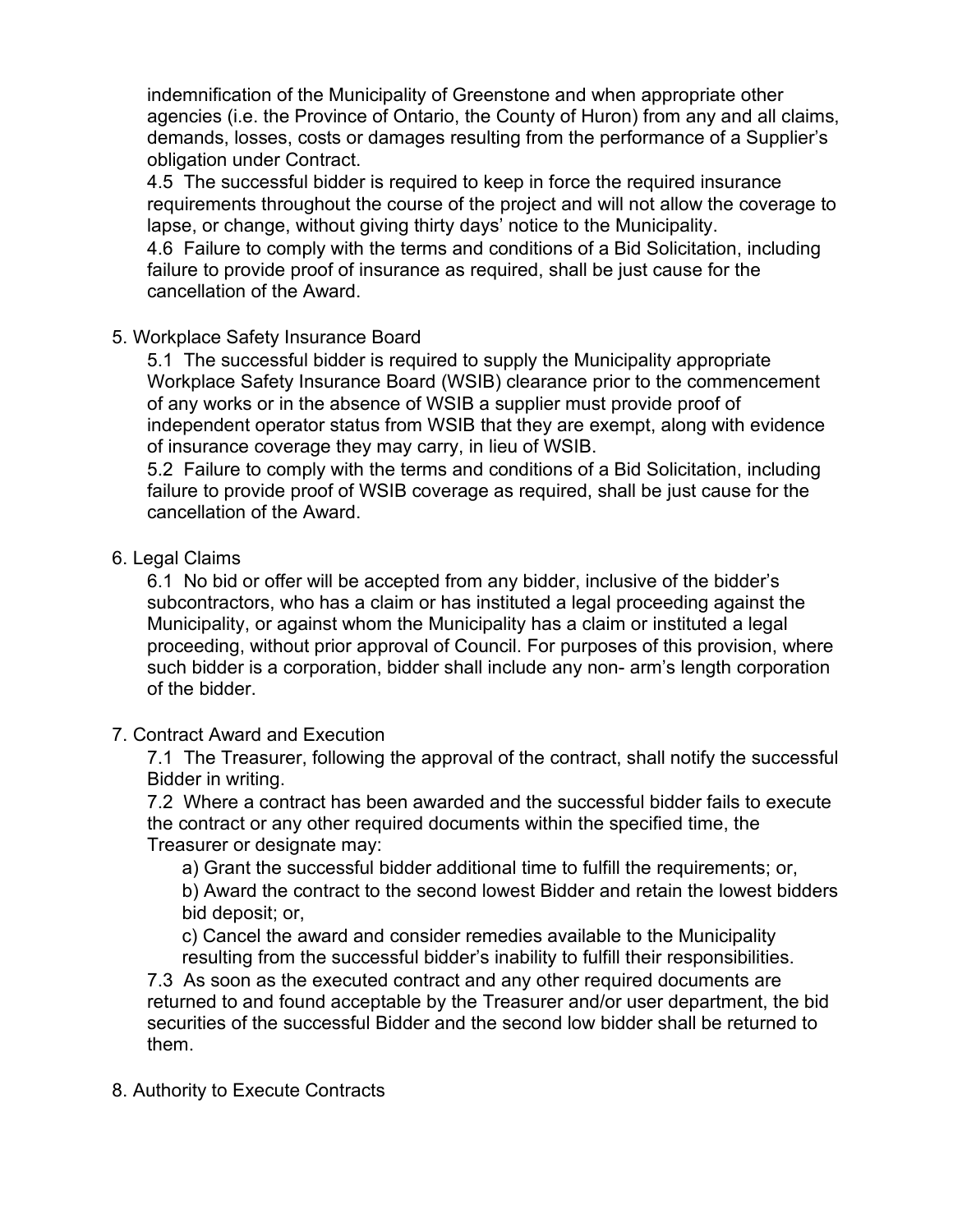indemnification of the Municipality of Greenstone and when appropriate other agencies (i.e. the Province of Ontario, the County of Huron) from any and all claims, demands, losses, costs or damages resulting from the performance of a Supplier's obligation under Contract.

4.5 The successful bidder is required to keep in force the required insurance requirements throughout the course of the project and will not allow the coverage to lapse, or change, without giving thirty days' notice to the Municipality.

4.6 Failure to comply with the terms and conditions of a Bid Solicitation, including failure to provide proof of insurance as required, shall be just cause for the cancellation of the Award.

5. Workplace Safety Insurance Board

5.1 The successful bidder is required to supply the Municipality appropriate Workplace Safety Insurance Board (WSIB) clearance prior to the commencement of any works or in the absence of WSIB a supplier must provide proof of independent operator status from WSIB that they are exempt, along with evidence of insurance coverage they may carry, in lieu of WSIB.

5.2 Failure to comply with the terms and conditions of a Bid Solicitation, including failure to provide proof of WSIB coverage as required, shall be just cause for the cancellation of the Award.

6. Legal Claims

6.1 No bid or offer will be accepted from any bidder, inclusive of the bidder's subcontractors, who has a claim or has instituted a legal proceeding against the Municipality, or against whom the Municipality has a claim or instituted a legal proceeding, without prior approval of Council. For purposes of this provision, where such bidder is a corporation, bidder shall include any non- arm's length corporation of the bidder.

7. Contract Award and Execution

7.1 The Treasurer, following the approval of the contract, shall notify the successful Bidder in writing.

7.2 Where a contract has been awarded and the successful bidder fails to execute the contract or any other required documents within the specified time, the Treasurer or designate may:

a) Grant the successful bidder additional time to fulfill the requirements; or,

b) Award the contract to the second lowest Bidder and retain the lowest bidders bid deposit; or,

c) Cancel the award and consider remedies available to the Municipality resulting from the successful bidder's inability to fulfill their responsibilities.

7.3 As soon as the executed contract and any other required documents are returned to and found acceptable by the Treasurer and/or user department, the bid securities of the successful Bidder and the second low bidder shall be returned to them.

8. Authority to Execute Contracts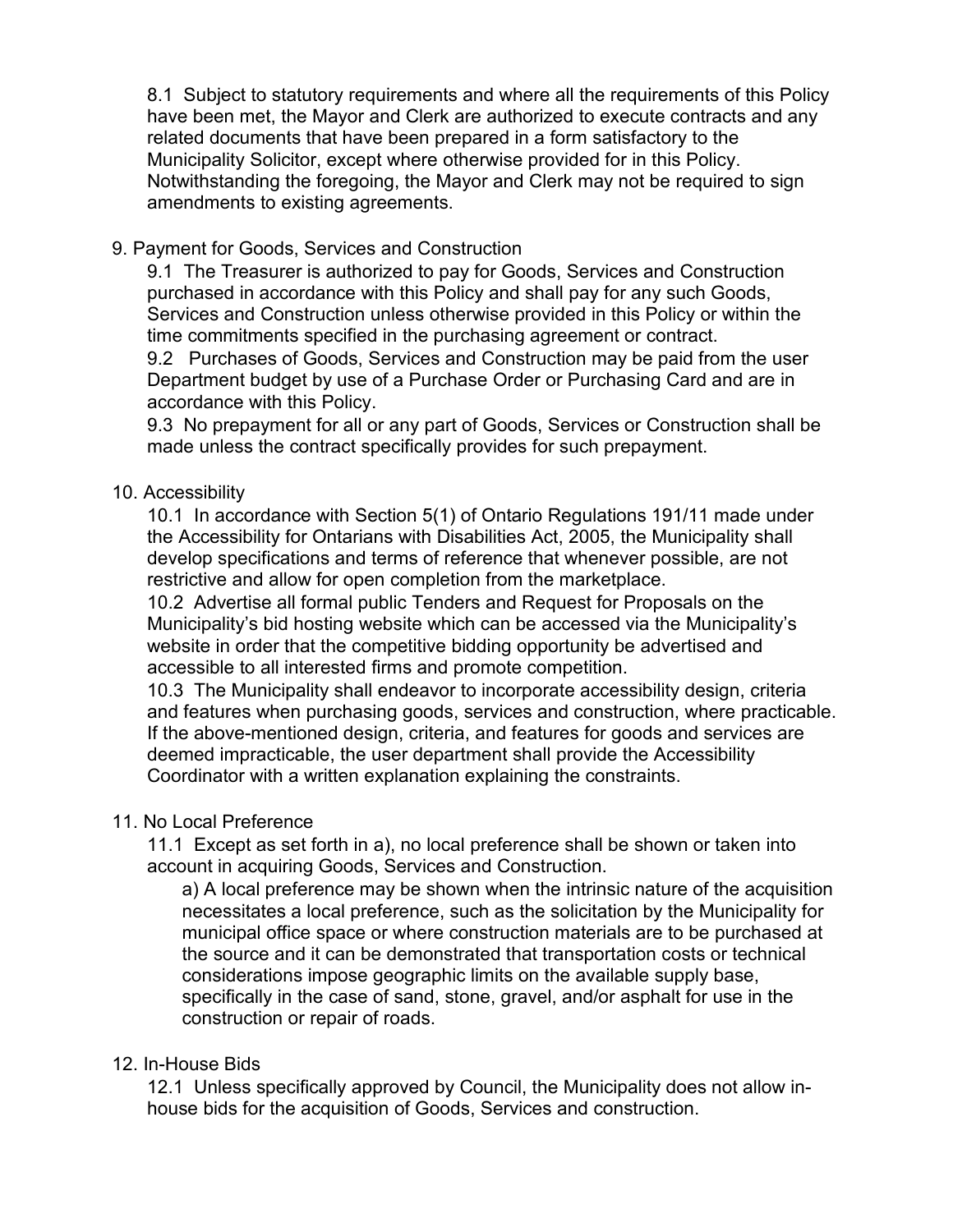8.1 Subject to statutory requirements and where all the requirements of this Policy have been met, the Mayor and Clerk are authorized to execute contracts and any related documents that have been prepared in a form satisfactory to the Municipality Solicitor, except where otherwise provided for in this Policy. Notwithstanding the foregoing, the Mayor and Clerk may not be required to sign amendments to existing agreements.

9. Payment for Goods, Services and Construction

9.1 The Treasurer is authorized to pay for Goods, Services and Construction purchased in accordance with this Policy and shall pay for any such Goods, Services and Construction unless otherwise provided in this Policy or within the time commitments specified in the purchasing agreement or contract.

9.2 Purchases of Goods, Services and Construction may be paid from the user Department budget by use of a Purchase Order or Purchasing Card and are in accordance with this Policy.

9.3 No prepayment for all or any part of Goods, Services or Construction shall be made unless the contract specifically provides for such prepayment.

10. Accessibility

10.1 In accordance with Section 5(1) of Ontario Regulations 191/11 made under the Accessibility for Ontarians with Disabilities Act, 2005, the Municipality shall develop specifications and terms of reference that whenever possible, are not restrictive and allow for open completion from the marketplace.

10.2 Advertise all formal public Tenders and Request for Proposals on the Municipality's bid hosting website which can be accessed via the Municipality's website in order that the competitive bidding opportunity be advertised and accessible to all interested firms and promote competition.

10.3 The Municipality shall endeavor to incorporate accessibility design, criteria and features when purchasing goods, services and construction, where practicable. If the above-mentioned design, criteria, and features for goods and services are deemed impracticable, the user department shall provide the Accessibility Coordinator with a written explanation explaining the constraints.

11. No Local Preference

11.1 Except as set forth in a), no local preference shall be shown or taken into account in acquiring Goods, Services and Construction.

a) A local preference may be shown when the intrinsic nature of the acquisition necessitates a local preference, such as the solicitation by the Municipality for municipal office space or where construction materials are to be purchased at the source and it can be demonstrated that transportation costs or technical considerations impose geographic limits on the available supply base, specifically in the case of sand, stone, gravel, and/or asphalt for use in the construction or repair of roads.

12. In-House Bids

12.1 Unless specifically approved by Council, the Municipality does not allow in-house bids for the acquisition of Goods, Services and construction.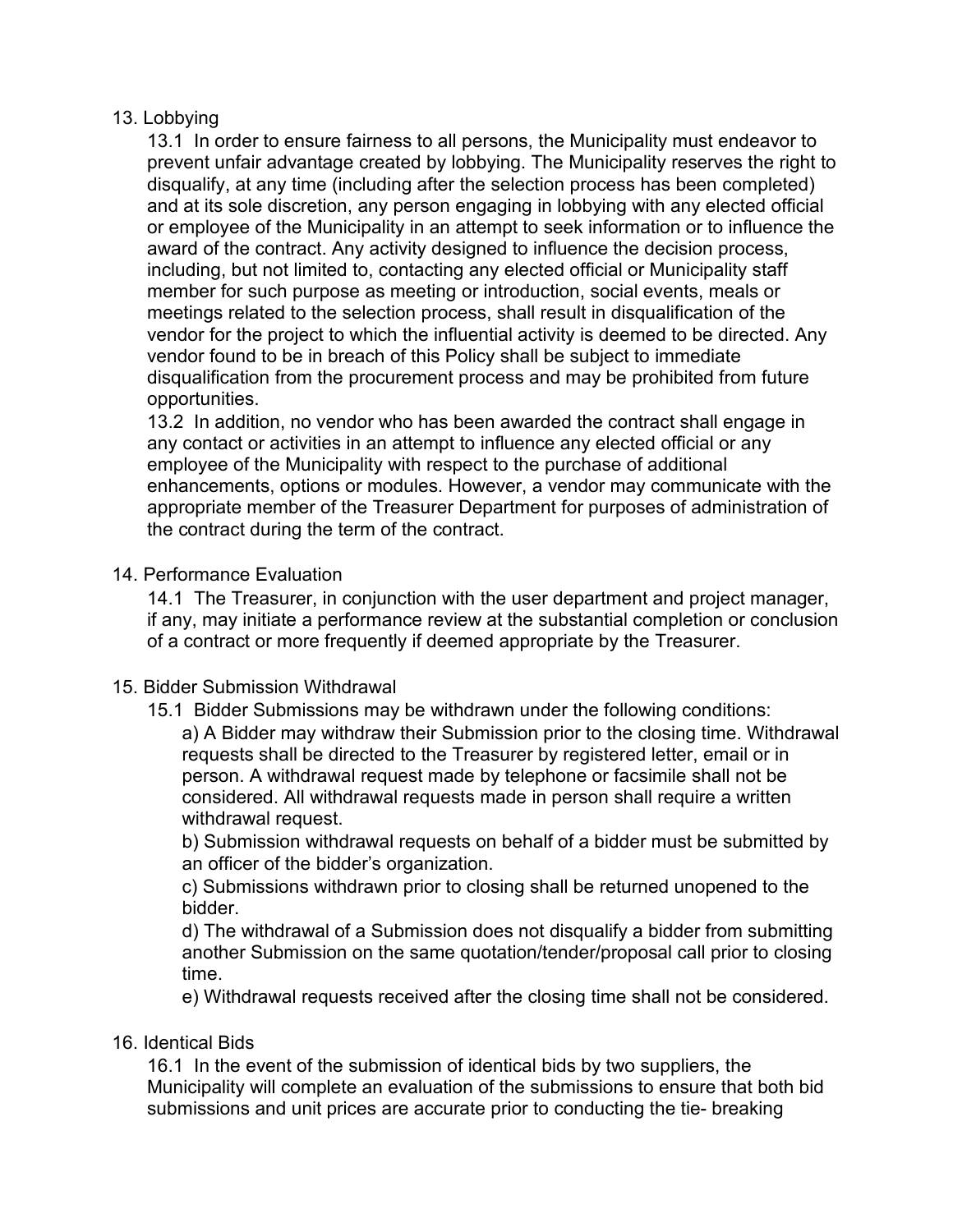## 13. Lobbying

13.1 In order to ensure fairness to all persons, the Municipality must endeavor to prevent unfair advantage created by lobbying. The Municipality reserves the right to disqualify, at any time (including after the selection process has been completed) and at its sole discretion, any person engaging in lobbying with any elected official or employee of the Municipality in an attempt to seek information or to influence the award of the contract. Any activity designed to influence the decision process, including, but not limited to, contacting any elected official or Municipality staff member for such purpose as meeting or introduction, social events, meals or meetings related to the selection process, shall result in disqualification of the vendor for the project to which the influential activity is deemed to be directed. Any vendor found to be in breach of this Policy shall be subject to immediate disqualification from the procurement process and may be prohibited from future opportunities.

13.2 In addition, no vendor who has been awarded the contract shall engage in any contact or activities in an attempt to influence any elected official or any employee of the Municipality with respect to the purchase of additional enhancements, options or modules. However, a vendor may communicate with the appropriate member of the Treasurer Department for purposes of administration of the contract during the term of the contract.

## 14. Performance Evaluation

14.1 The Treasurer, in conjunction with the user department and project manager, if any, may initiate a performance review at the substantial completion or conclusion of a contract or more frequently if deemed appropriate by the Treasurer.

## 15. Bidder Submission Withdrawal

15.1 Bidder Submissions may be withdrawn under the following conditions:

a) A Bidder may withdraw their Submission prior to the closing time. Withdrawal requests shall be directed to the Treasurer by registered letter, email or in person. A withdrawal request made by telephone or facsimile shall not be considered. All withdrawal requests made in person shall require a written withdrawal request.

b) Submission withdrawal requests on behalf of a bidder must be submitted by an officer of the bidder's organization.

c) Submissions withdrawn prior to closing shall be returned unopened to the bidder.

d) The withdrawal of a Submission does not disqualify a bidder from submitting another Submission on the same quotation/tender/proposal call prior to closing time.

e) Withdrawal requests received after the closing time shall not be considered.

## 16. Identical Bids

16.1 In the event of the submission of identical bids by two suppliers, the Municipality will complete an evaluation of the submissions to ensure that both bid submissions and unit prices are accurate prior to conducting the tie- breaking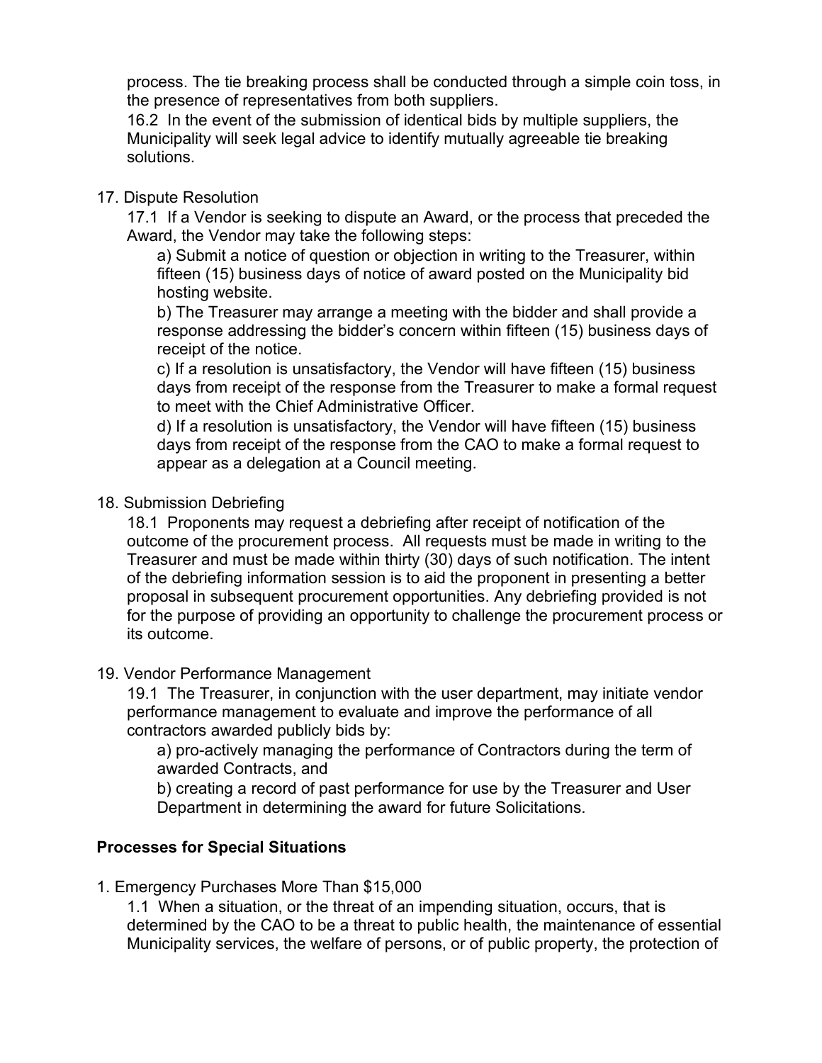process. The tie breaking process shall be conducted through a simple coin toss, in the presence of representatives from both suppliers.

16.2 In the event of the submission of identical bids by multiple suppliers, the Municipality will seek legal advice to identify mutually agreeable tie breaking solutions.

17. Dispute Resolution

17.1 If a Vendor is seeking to dispute an Award, or the process that preceded the Award, the Vendor may take the following steps:

a) Submit a notice of question or objection in writing to the Treasurer, within fifteen (15) business days of notice of award posted on the Municipality bid hosting website.

b) The Treasurer may arrange a meeting with the bidder and shall provide a response addressing the bidder's concern within fifteen (15) business days of receipt of the notice.

c) If a resolution is unsatisfactory, the Vendor will have fifteen (15) business days from receipt of the response from the Treasurer to make a formal request to meet with the Chief Administrative Officer.

d) If a resolution is unsatisfactory, the Vendor will have fifteen (15) business days from receipt of the response from the CAO to make a formal request to appear as a delegation at a Council meeting.

18. Submission Debriefing

18.1 Proponents may request a debriefing after receipt of notification of the outcome of the procurement process. All requests must be made in writing to the Treasurer and must be made within thirty (30) days of such notification. The intent of the debriefing information session is to aid the proponent in presenting a better proposal in subsequent procurement opportunities. Any debriefing provided is not for the purpose of providing an opportunity to challenge the procurement process or its outcome.

19. Vendor Performance Management

19.1 The Treasurer, in conjunction with the user department, may initiate vendor performance management to evaluate and improve the performance of all contractors awarded publicly bids by:

a) pro-actively managing the performance of Contractors during the term of awarded Contracts, and

b) creating a record of past performance for use by the Treasurer and User Department in determining the award for future Solicitations.

**Processes for Special Situations**

1. Emergency Purchases More Than $15,000

1.1 When a situation, or the threat of an impending situation, occurs, that is determined by the CAO to be a threat to public health, the maintenance of essential Municipality services, the welfare of persons, or of public property, the protection of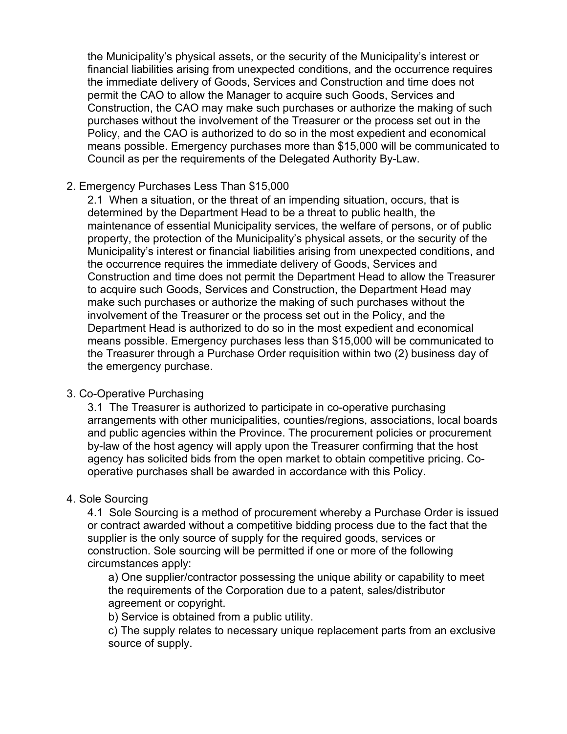the Municipality's physical assets, or the security of the Municipality's interest or financial liabilities arising from unexpected conditions, and the occurrence requires the immediate delivery of Goods, Services and Construction and time does not permit the CAO to allow the Manager to acquire such Goods, Services and Construction, the CAO may make such purchases or authorize the making of such purchases without the involvement of the Treasurer or the process set out in the Policy, and the CAO is authorized to do so in the most expedient and economical means possible. Emergency purchases more than $15,000 will be communicated to Council as per the requirements of the Delegated Authority By-Law.

2. Emergency Purchases Less Than $15,000

   2.1 When a situation, or the threat of an impending situation, occurs, that is determined by the Department Head to be a threat to public health, the maintenance of essential Municipality services, the welfare of persons, or of public property, the protection of the Municipality's physical assets, or the security of the Municipality's interest or financial liabilities arising from unexpected conditions, and the occurrence requires the immediate delivery of Goods, Services and Construction and time does not permit the Department Head to allow the Treasurer to acquire such Goods, Services and Construction, the Department Head may make such purchases or authorize the making of such purchases without the involvement of the Treasurer or the process set out in the Policy, and the Department Head is authorized to do so in the most expedient and economical means possible. Emergency purchases less than $15,000 will be communicated to the Treasurer through a Purchase Order requisition within two (2) business day of the emergency purchase.

3. Co-Operative Purchasing

   3.1 The Treasurer is authorized to participate in co-operative purchasing arrangements with other municipalities, counties/regions, associations, local boards and public agencies within the Province. The procurement policies or procurement by-law of the host agency will apply upon the Treasurer confirming that the host agency has solicited bids from the open market to obtain competitive pricing. Co-operative purchases shall be awarded in accordance with this Policy.

4. Sole Sourcing

   4.1 Sole Sourcing is a method of procurement whereby a Purchase Order is issued or contract awarded without a competitive bidding process due to the fact that the supplier is the only source of supply for the required goods, services or construction. Sole sourcing will be permitted if one or more of the following circumstances apply:

      a) One supplier/contractor possessing the unique ability or capability to meet the requirements of the Corporation due to a patent, sales/distributor agreement or copyright.

      b) Service is obtained from a public utility.

      c) The supply relates to necessary unique replacement parts from an exclusive source of supply.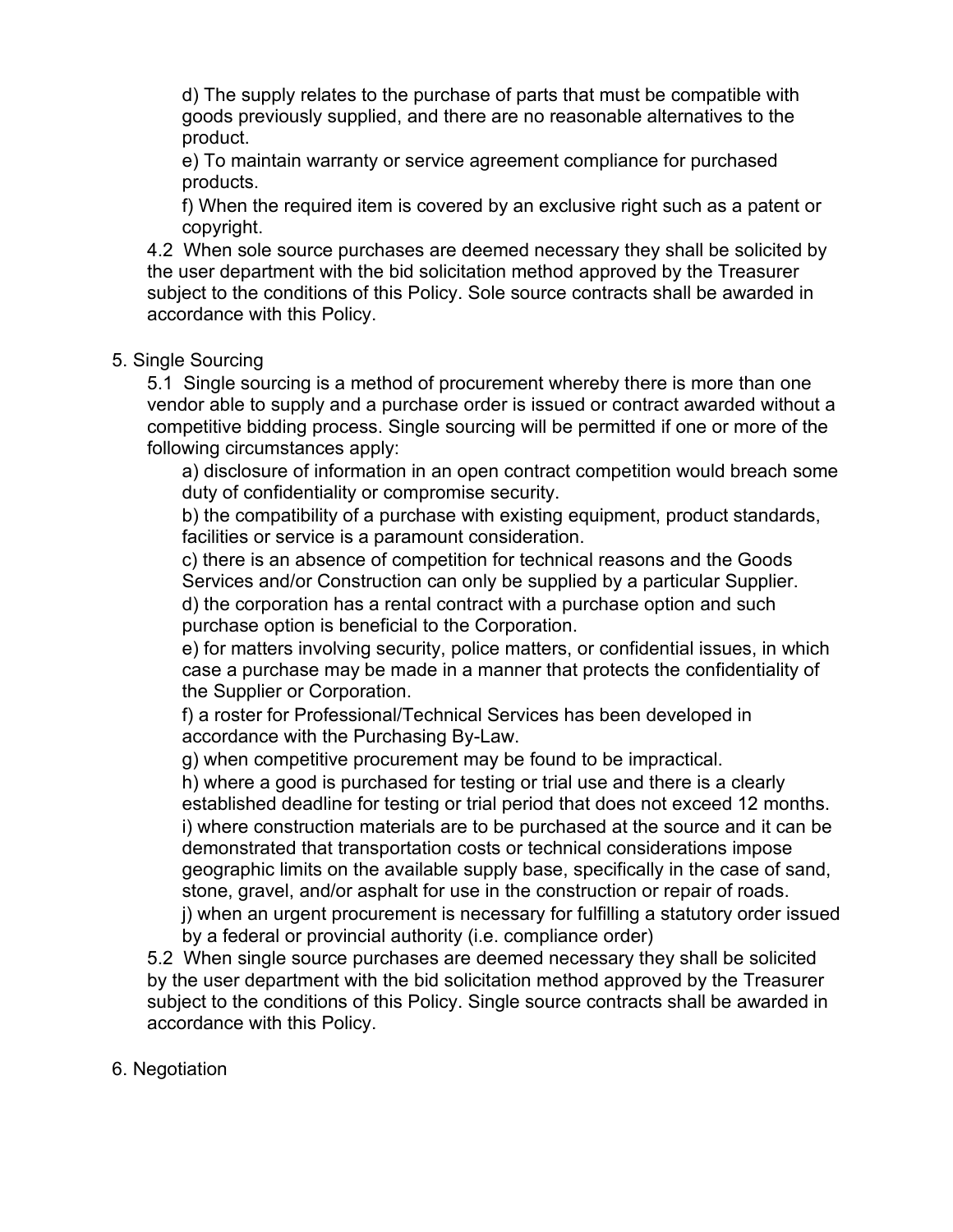d) The supply relates to the purchase of parts that must be compatible with goods previously supplied, and there are no reasonable alternatives to the product.

e) To maintain warranty or service agreement compliance for purchased products.

f) When the required item is covered by an exclusive right such as a patent or copyright.

4.2 When sole source purchases are deemed necessary they shall be solicited by the user department with the bid solicitation method approved by the Treasurer subject to the conditions of this Policy. Sole source contracts shall be awarded in accordance with this Policy.

5. Single Sourcing

5.1 Single sourcing is a method of procurement whereby there is more than one vendor able to supply and a purchase order is issued or contract awarded without a competitive bidding process. Single sourcing will be permitted if one or more of the following circumstances apply:

a) disclosure of information in an open contract competition would breach some duty of confidentiality or compromise security.

b) the compatibility of a purchase with existing equipment, product standards, facilities or service is a paramount consideration.

c) there is an absence of competition for technical reasons and the Goods Services and/or Construction can only be supplied by a particular Supplier.

d) the corporation has a rental contract with a purchase option and such purchase option is beneficial to the Corporation.

e) for matters involving security, police matters, or confidential issues, in which case a purchase may be made in a manner that protects the confidentiality of the Supplier or Corporation.

f) a roster for Professional/Technical Services has been developed in accordance with the Purchasing By-Law.

g) when competitive procurement may be found to be impractical.

h) where a good is purchased for testing or trial use and there is a clearly established deadline for testing or trial period that does not exceed 12 months.

i) where construction materials are to be purchased at the source and it can be demonstrated that transportation costs or technical considerations impose geographic limits on the available supply base, specifically in the case of sand, stone, gravel, and/or asphalt for use in the construction or repair of roads.

j) when an urgent procurement is necessary for fulfilling a statutory order issued by a federal or provincial authority (i.e. compliance order)

5.2 When single source purchases are deemed necessary they shall be solicited by the user department with the bid solicitation method approved by the Treasurer subject to the conditions of this Policy. Single source contracts shall be awarded in accordance with this Policy.

6. Negotiation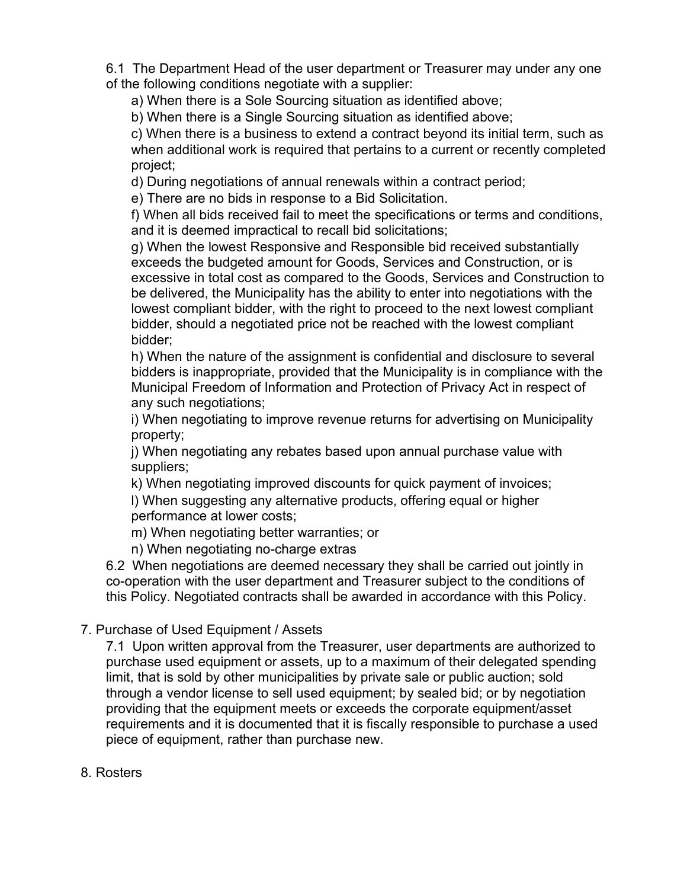6.1 The Department Head of the user department or Treasurer may under any one of the following conditions negotiate with a supplier:

a) When there is a Sole Sourcing situation as identified above;

b) When there is a Single Sourcing situation as identified above;

c) When there is a business to extend a contract beyond its initial term, such as when additional work is required that pertains to a current or recently completed project;

d) During negotiations of annual renewals within a contract period;

e) There are no bids in response to a Bid Solicitation.

f) When all bids received fail to meet the specifications or terms and conditions, and it is deemed impractical to recall bid solicitations;

g) When the lowest Responsive and Responsible bid received substantially exceeds the budgeted amount for Goods, Services and Construction, or is excessive in total cost as compared to the Goods, Services and Construction to be delivered, the Municipality has the ability to enter into negotiations with the lowest compliant bidder, with the right to proceed to the next lowest compliant bidder, should a negotiated price not be reached with the lowest compliant bidder;

h) When the nature of the assignment is confidential and disclosure to several bidders is inappropriate, provided that the Municipality is in compliance with the Municipal Freedom of Information and Protection of Privacy Act in respect of any such negotiations;

i) When negotiating to improve revenue returns for advertising on Municipality property;

j) When negotiating any rebates based upon annual purchase value with suppliers;

k) When negotiating improved discounts for quick payment of invoices;

l) When suggesting any alternative products, offering equal or higher performance at lower costs;

m) When negotiating better warranties; or

n) When negotiating no-charge extras

6.2 When negotiations are deemed necessary they shall be carried out jointly in co-operation with the user department and Treasurer subject to the conditions of this Policy. Negotiated contracts shall be awarded in accordance with this Policy.

7. Purchase of Used Equipment / Assets

7.1 Upon written approval from the Treasurer, user departments are authorized to purchase used equipment or assets, up to a maximum of their delegated spending limit, that is sold by other municipalities by private sale or public auction; sold through a vendor license to sell used equipment; by sealed bid; or by negotiation providing that the equipment meets or exceeds the corporate equipment/asset requirements and it is documented that it is fiscally responsible to purchase a used piece of equipment, rather than purchase new.

8. Rosters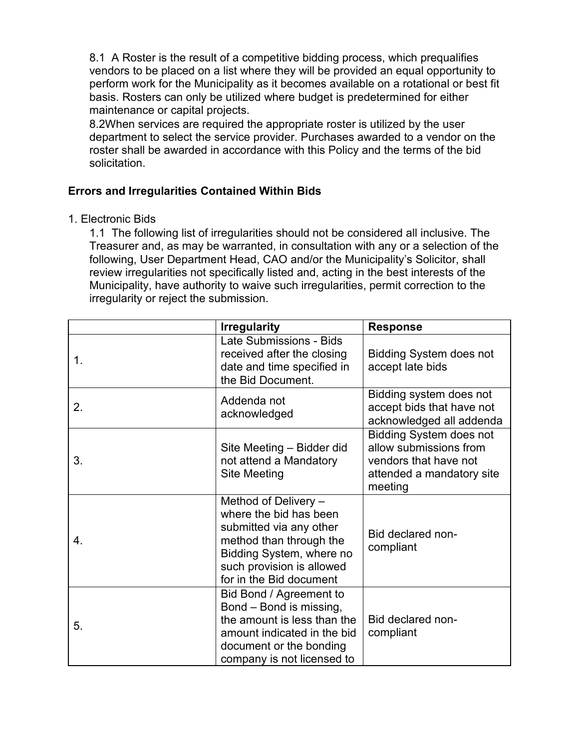8.1 A Roster is the result of a competitive bidding process, which prequalifies vendors to be placed on a list where they will be provided an equal opportunity to perform work for the Municipality as it becomes available on a rotational or best fit basis. Rosters can only be utilized where budget is predetermined for either maintenance or capital projects.

8.2When services are required the appropriate roster is utilized by the user department to select the service provider. Purchases awarded to a vendor on the roster shall be awarded in accordance with this Policy and the terms of the bid solicitation.

**Errors and Irregularities Contained Within Bids**

1. Electronic Bids

1.1 The following list of irregularities should not be considered all inclusive. The Treasurer and, as may be warranted, in consultation with any or a selection of the following, User Department Head, CAO and/or the Municipality's Solicitor, shall review irregularities not specifically listed and, acting in the best interests of the Municipality, have authority to waive such irregularities, permit correction to the irregularity or reject the submission.

| | **Irregularity** | **Response** |
|---|---|---|
| 1. | Late Submissions - Bids received after the closing date and time specified in the Bid Document. | Bidding System does not accept late bids |
| 2. | Addenda not acknowledged | Bidding system does not accept bids that have not acknowledged all addenda |
| 3. | Site Meeting – Bidder did not attend a Mandatory Site Meeting | Bidding System does not allow submissions from vendors that have not attended a mandatory site meeting |
| 4. | Method of Delivery – where the bid has been submitted via any other method than through the Bidding System, where no such provision is allowed for in the Bid document | Bid declared non-compliant |
| 5. | Bid Bond / Agreement to Bond – Bond is missing, the amount is less than the amount indicated in the bid document or the bonding company is not licensed to | Bid declared non-compliant |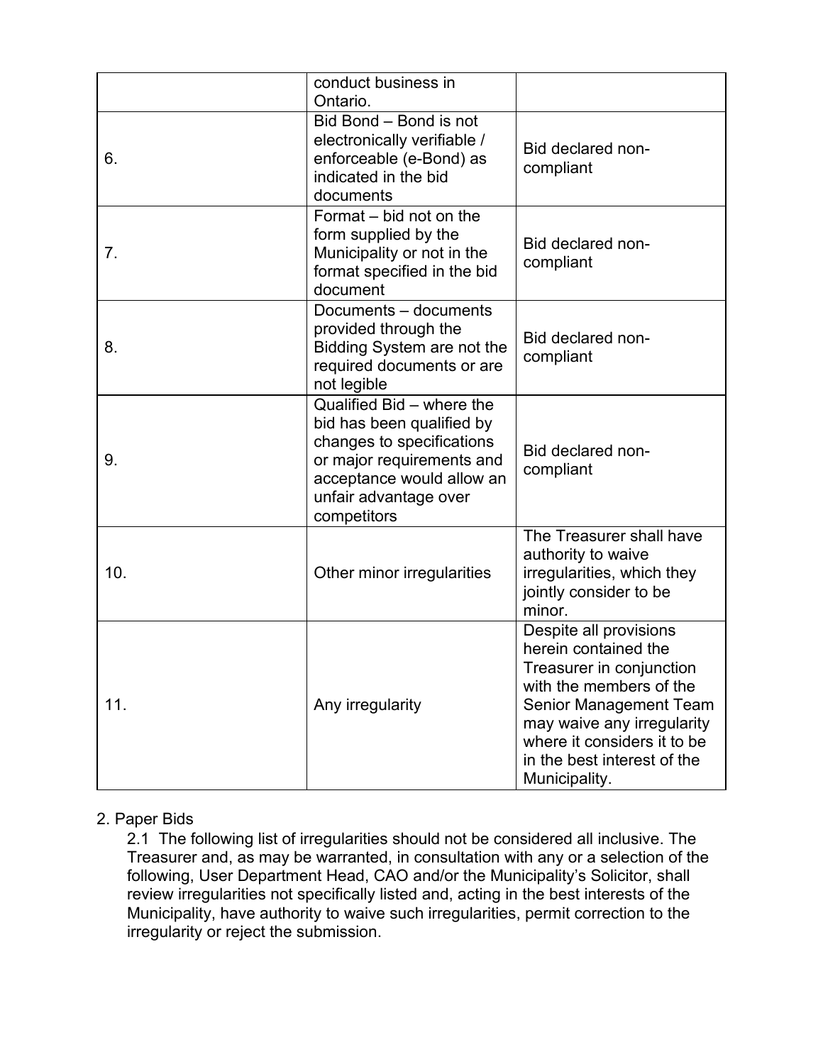| | | |
|---|---|---|
| | conduct business in Ontario. | |
| 6. | Bid Bond – Bond is not electronically verifiable / enforceable (e-Bond) as indicated in the bid documents | Bid declared non-compliant |
| 7. | Format – bid not on the form supplied by the Municipality or not in the format specified in the bid document | Bid declared non-compliant |
| 8. | Documents – documents provided through the Bidding System are not the required documents or are not legible | Bid declared non-compliant |
| 9. | Qualified Bid – where the bid has been qualified by changes to specifications or major requirements and acceptance would allow an unfair advantage over competitors | Bid declared non-compliant |
| 10. | Other minor irregularities | The Treasurer shall have authority to waive irregularities, which they jointly consider to be minor. |
| 11. | Any irregularity | Despite all provisions herein contained the Treasurer in conjunction with the members of the Senior Management Team may waive any irregularity where it considers it to be in the best interest of the Municipality. |

2. Paper Bids

2.1 The following list of irregularities should not be considered all inclusive. The Treasurer and, as may be warranted, in consultation with any or a selection of the following, User Department Head, CAO and/or the Municipality's Solicitor, shall review irregularities not specifically listed and, acting in the best interests of the Municipality, have authority to waive such irregularities, permit correction to the irregularity or reject the submission.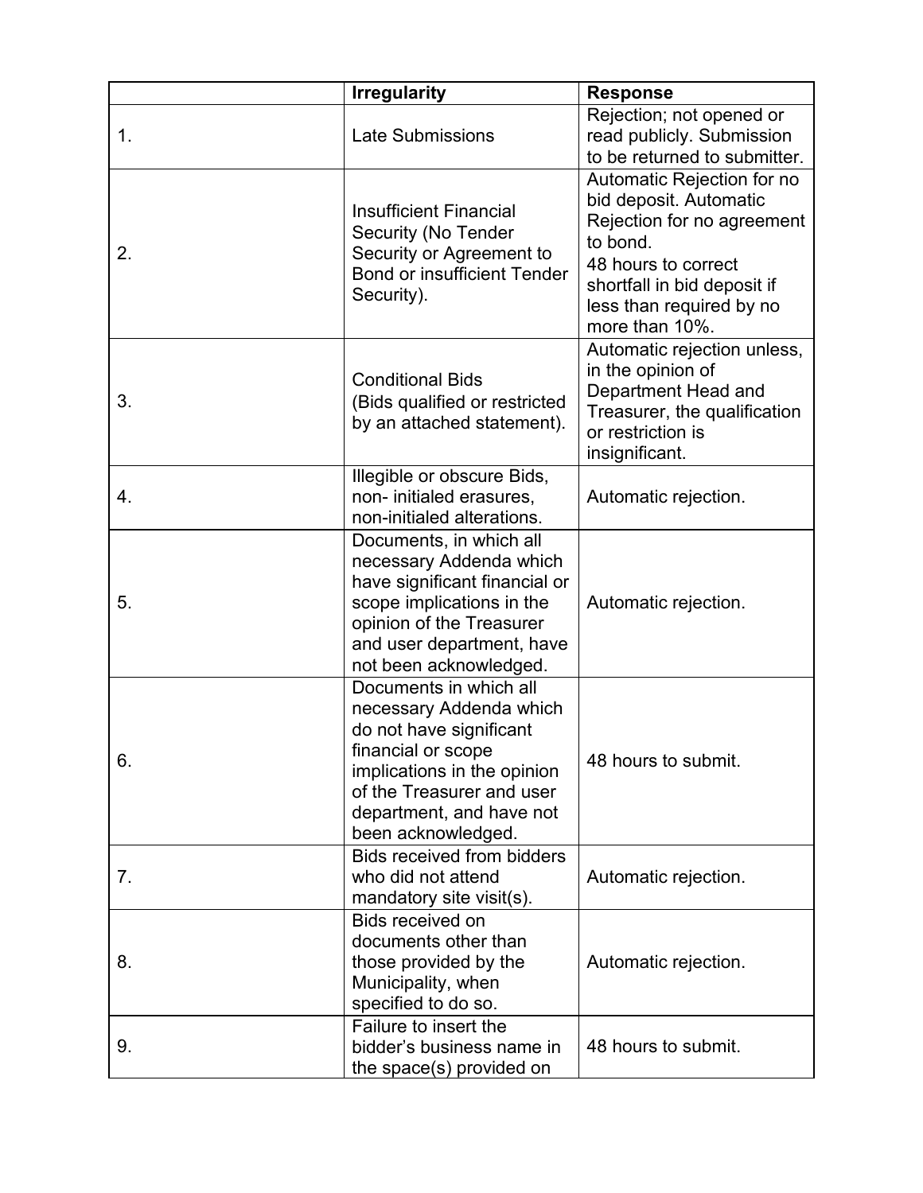| | Irregularity | Response |
|---|---|---|
| 1. | Late Submissions | Rejection; not opened or read publicly. Submission to be returned to submitter. |
| 2. | Insufficient Financial Security (No Tender Security or Agreement to Bond or insufficient Tender Security). | Automatic Rejection for no bid deposit. Automatic Rejection for no agreement to bond.<br>48 hours to correct shortfall in bid deposit if less than required by no more than 10%. |
| 3. | Conditional Bids<br>(Bids qualified or restricted by an attached statement). | Automatic rejection unless, in the opinion of Department Head and Treasurer, the qualification or restriction is insignificant. |
| 4. | Illegible or obscure Bids, non- initialed erasures, non-initialed alterations. | Automatic rejection. |
| 5. | Documents, in which all necessary Addenda which have significant financial or scope implications in the opinion of the Treasurer and user department, have not been acknowledged. | Automatic rejection. |
| 6. | Documents in which all necessary Addenda which do not have significant financial or scope implications in the opinion of the Treasurer and user department, and have not been acknowledged. | 48 hours to submit. |
| 7. | Bids received from bidders who did not attend mandatory site visit(s). | Automatic rejection. |
| 8. | Bids received on documents other than those provided by the Municipality, when specified to do so. | Automatic rejection. |
| 9. | Failure to insert the bidder's business name in the space(s) provided on | 48 hours to submit. |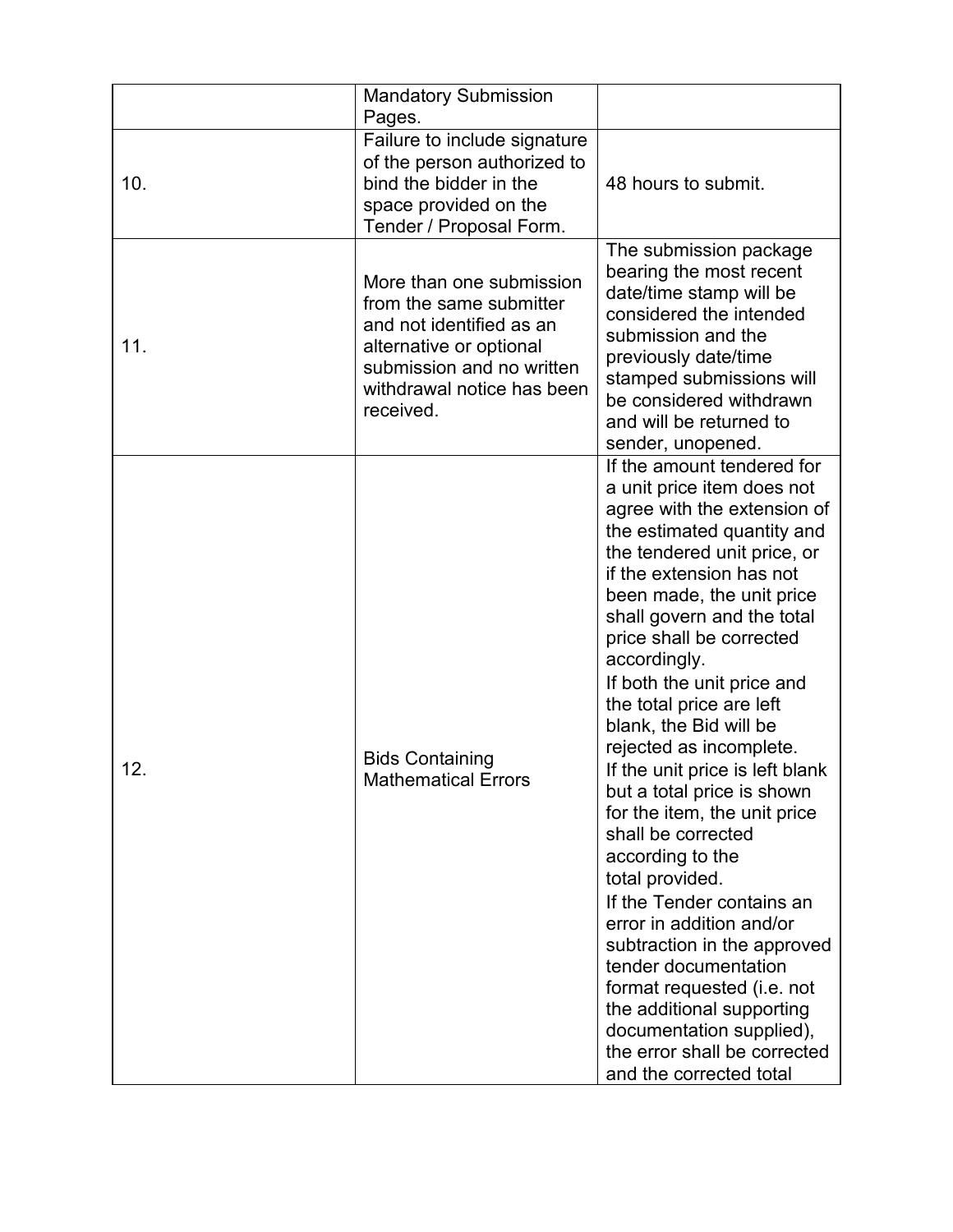|  | Mandatory Submission Pages. |  |
| --- | --- | --- |
| 10. | Failure to include signature of the person authorized to bind the bidder in the space provided on the Tender / Proposal Form. | 48 hours to submit. |
| 11. | More than one submission from the same submitter and not identified as an alternative or optional submission and no written withdrawal notice has been received. | The submission package bearing the most recent date/time stamp will be considered the intended submission and the previously date/time stamped submissions will be considered withdrawn and will be returned to sender, unopened. |
| 12. | Bids Containing Mathematical Errors | If the amount tendered for a unit price item does not agree with the extension of the estimated quantity and the tendered unit price, or if the extension has not been made, the unit price shall govern and the total price shall be corrected accordingly.<br>If both the unit price and the total price are left blank, the Bid will be rejected as incomplete.<br>If the unit price is left blank but a total price is shown for the item, the unit price shall be corrected according to the total provided.<br>If the Tender contains an error in addition and/or subtraction in the approved tender documentation format requested (i.e. not the additional supporting documentation supplied), the error shall be corrected and the corrected total |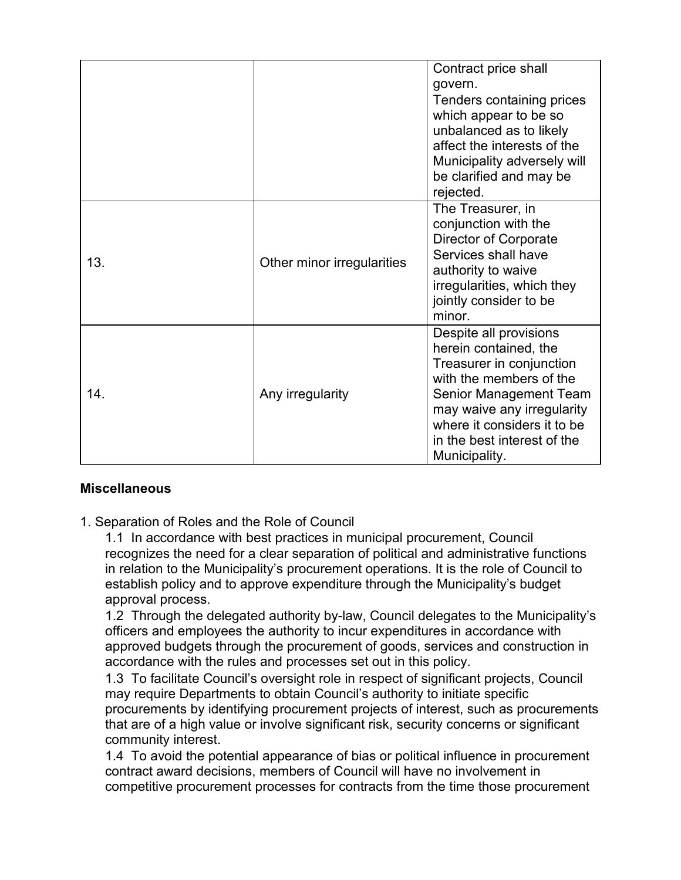| | | |
|---|---|---|
| | | Contract price shall govern. Tenders containing prices which appear to be so unbalanced as to likely affect the interests of the Municipality adversely will be clarified and may be rejected. |
| 13. | Other minor irregularities | The Treasurer, in conjunction with the Director of Corporate Services shall have authority to waive irregularities, which they jointly consider to be minor. |
| 14. | Any irregularity | Despite all provisions herein contained, the Treasurer in conjunction with the members of the Senior Management Team may waive any irregularity where it considers it to be in the best interest of the Municipality. |

**Miscellaneous**

1. Separation of Roles and the Role of Council

   1.1 In accordance with best practices in municipal procurement, Council recognizes the need for a clear separation of political and administrative functions in relation to the Municipality's procurement operations. It is the role of Council to establish policy and to approve expenditure through the Municipality's budget approval process.

   1.2 Through the delegated authority by-law, Council delegates to the Municipality's officers and employees the authority to incur expenditures in accordance with approved budgets through the procurement of goods, services and construction in accordance with the rules and processes set out in this policy.

   1.3 To facilitate Council's oversight role in respect of significant projects, Council may require Departments to obtain Council's authority to initiate specific procurements by identifying procurement projects of interest, such as procurements that are of a high value or involve significant risk, security concerns or significant community interest.

   1.4 To avoid the potential appearance of bias or political influence in procurement contract award decisions, members of Council will have no involvement in competitive procurement processes for contracts from the time those procurement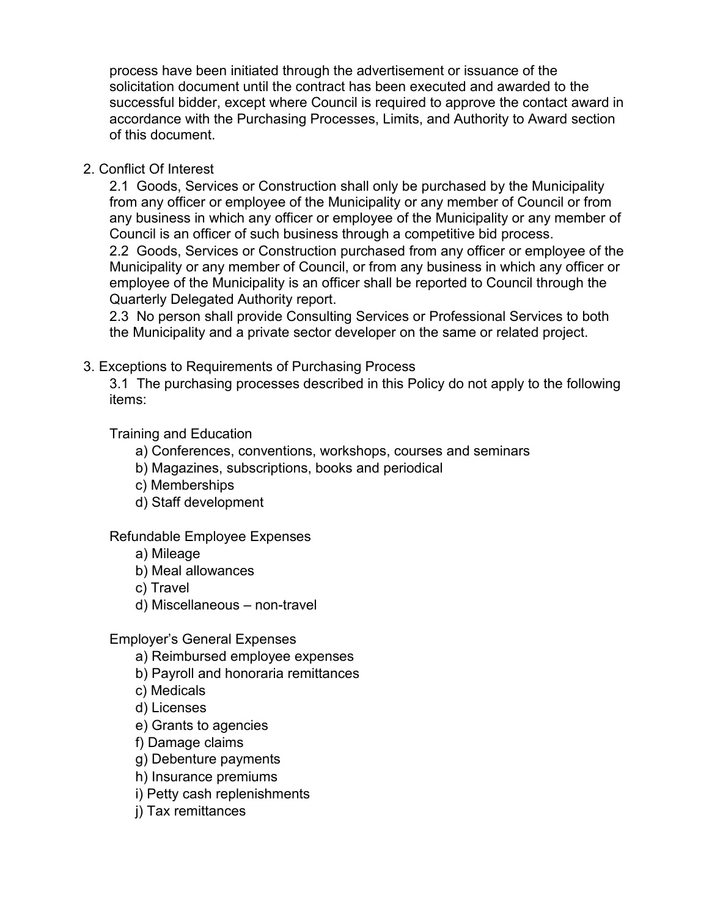process have been initiated through the advertisement or issuance of the solicitation document until the contract has been executed and awarded to the successful bidder, except where Council is required to approve the contact award in accordance with the Purchasing Processes, Limits, and Authority to Award section of this document.

2. Conflict Of Interest

   2.1 Goods, Services or Construction shall only be purchased by the Municipality from any officer or employee of the Municipality or any member of Council or from any business in which any officer or employee of the Municipality or any member of Council is an officer of such business through a competitive bid process.

   2.2 Goods, Services or Construction purchased from any officer or employee of the Municipality or any member of Council, or from any business in which any officer or employee of the Municipality is an officer shall be reported to Council through the Quarterly Delegated Authority report.

   2.3 No person shall provide Consulting Services or Professional Services to both the Municipality and a private sector developer on the same or related project.

3. Exceptions to Requirements of Purchasing Process

   3.1 The purchasing processes described in this Policy do not apply to the following items:

   Training and Education

   a) Conferences, conventions, workshops, courses and seminars
   b) Magazines, subscriptions, books and periodical
   c) Memberships
   d) Staff development

   Refundable Employee Expenses

   a) Mileage
   b) Meal allowances
   c) Travel
   d) Miscellaneous – non-travel

   Employer's General Expenses

   a) Reimbursed employee expenses
   b) Payroll and honoraria remittances
   c) Medicals
   d) Licenses
   e) Grants to agencies
   f) Damage claims
   g) Debenture payments
   h) Insurance premiums
   i) Petty cash replenishments
   j) Tax remittances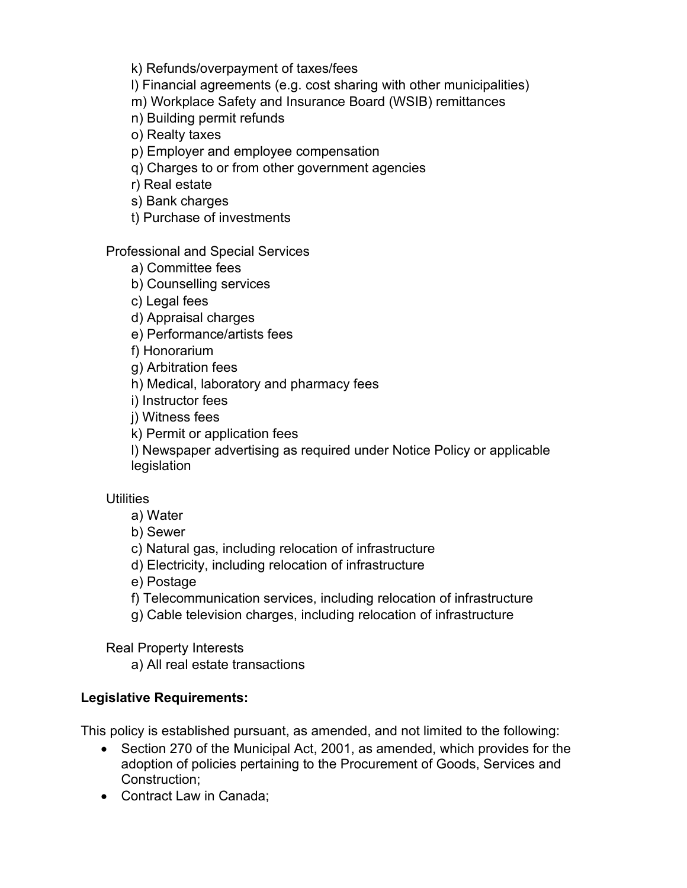- k) Refunds/overpayment of taxes/fees
- l) Financial agreements (e.g. cost sharing with other municipalities)
- m) Workplace Safety and Insurance Board (WSIB) remittances
- n) Building permit refunds
- o) Realty taxes
- p) Employer and employee compensation
- q) Charges to or from other government agencies
- r) Real estate
- s) Bank charges
- t) Purchase of investments

Professional and Special Services

- a) Committee fees
- b) Counselling services
- c) Legal fees
- d) Appraisal charges
- e) Performance/artists fees
- f) Honorarium
- g) Arbitration fees
- h) Medical, laboratory and pharmacy fees
- i) Instructor fees
- j) Witness fees
- k) Permit or application fees
- l) Newspaper advertising as required under Notice Policy or applicable legislation

Utilities

- a) Water
- b) Sewer
- c) Natural gas, including relocation of infrastructure
- d) Electricity, including relocation of infrastructure
- e) Postage
- f) Telecommunication services, including relocation of infrastructure
- g) Cable television charges, including relocation of infrastructure

Real Property Interests

- a) All real estate transactions

**Legislative Requirements:**

This policy is established pursuant, as amended, and not limited to the following:

- Section 270 of the Municipal Act, 2001, as amended, which provides for the adoption of policies pertaining to the Procurement of Goods, Services and Construction;
- Contract Law in Canada;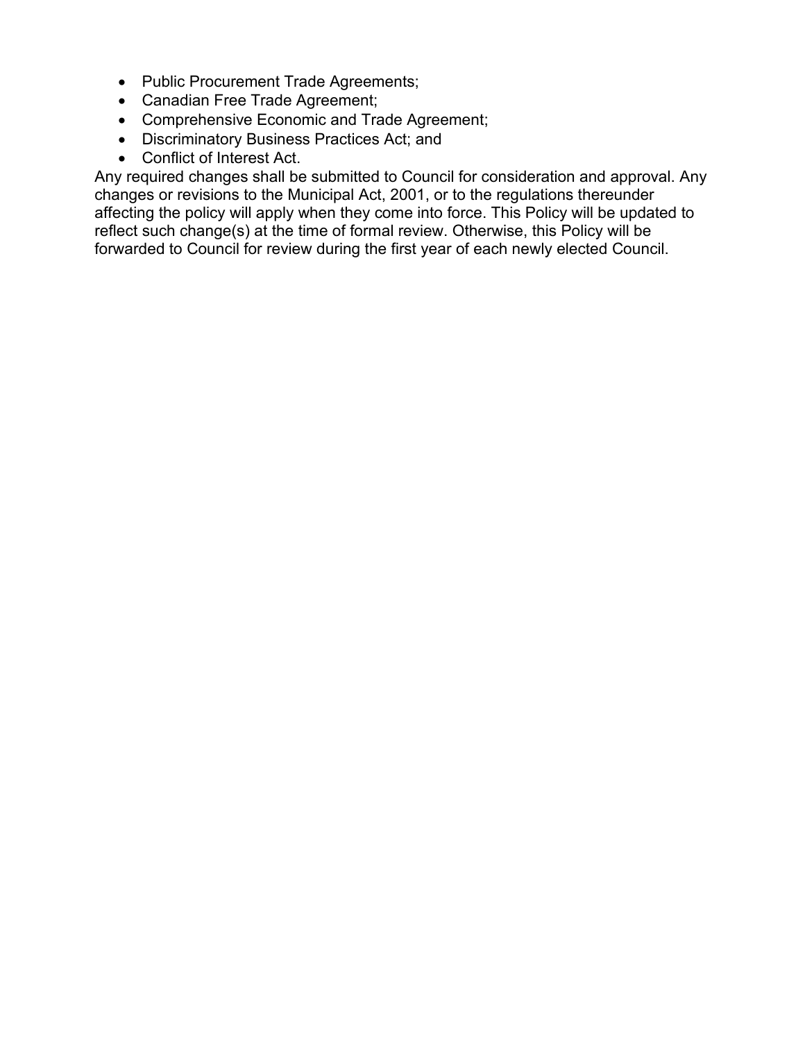- Public Procurement Trade Agreements;
- Canadian Free Trade Agreement;
- Comprehensive Economic and Trade Agreement;
- Discriminatory Business Practices Act; and
- Conflict of Interest Act.

Any required changes shall be submitted to Council for consideration and approval. Any changes or revisions to the Municipal Act, 2001, or to the regulations thereunder affecting the policy will apply when they come into force. This Policy will be updated to reflect such change(s) at the time of formal review. Otherwise, this Policy will be forwarded to Council for review during the first year of each newly elected Council.